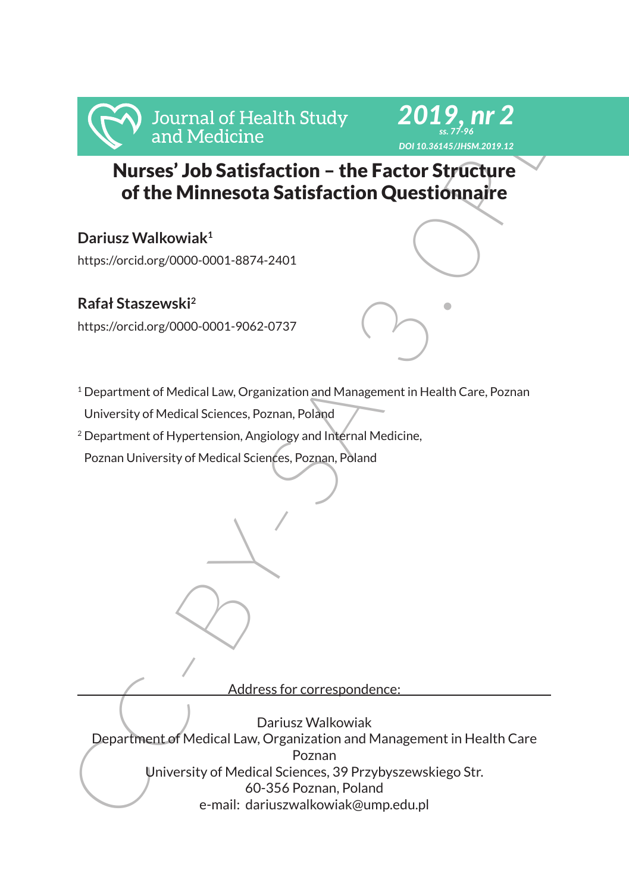# Nurses' Job Satisfaction – the Factor Structure of the Minnesota Satisfaction Questionnaire

**Dariusz Walkowiak**[1]

https://orcid.org/0000-0001-8874-2401

**Rafał Staszewski**[2]

https://orcid.org/0000-0001-9062-0737

[1] Department of Medical Law, Organization and Management in Health Care, Poznan University of Medical Sciences, Poznan, Poland

[2] Department of Hypertension, Angiology and Internal Medicine, Poznan University of Medical Sciences, Poznan, Poland

Address for correspondence:

Dariusz Walkowiak
Department of Medical Law, Organization and Management in Health Care
Poznan
University of Medical Sciences, 39 Przybyszewskiego Str.
60-356 Poznan, Poland
e-mail: dariuszwalkowiak@ump.edu.pl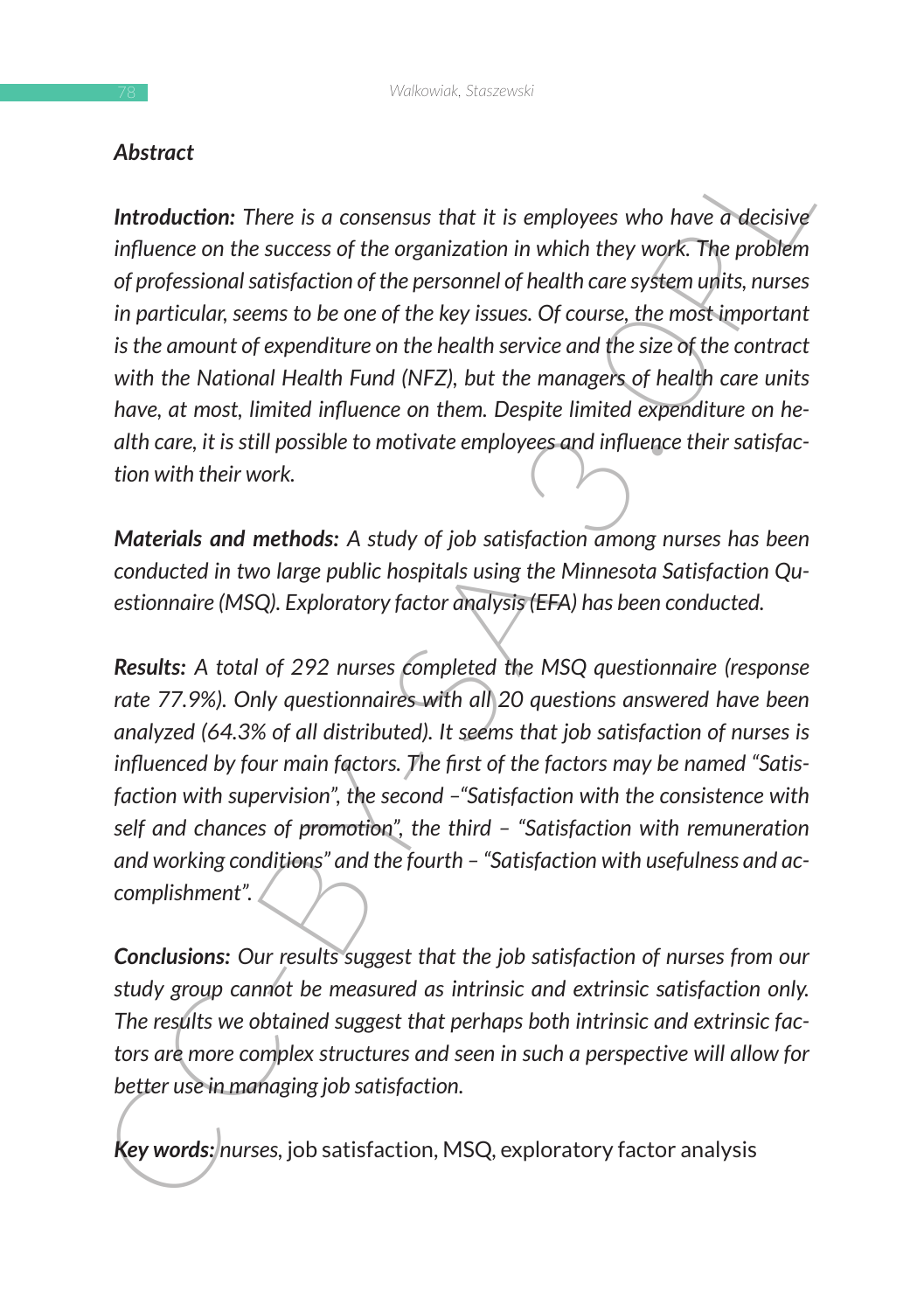## Abstract

***Introduction:*** *There is a consensus that it is employees who have a decisive influence on the success of the organization in which they work. The problem of professional satisfaction of the personnel of health care system units, nurses in particular, seems to be one of the key issues. Of course, the most important is the amount of expenditure on the health service and the size of the contract with the National Health Fund (NFZ), but the managers of health care units have, at most, limited influence on them. Despite limited expenditure on health care, it is still possible to motivate employees and influence their satisfaction with their work.*

***Materials and methods:*** *A study of job satisfaction among nurses has been conducted in two large public hospitals using the Minnesota Satisfaction Questionnaire (MSQ). Exploratory factor analysis (EFA) has been conducted.*

***Results:*** *A total of 292 nurses completed the MSQ questionnaire (response rate 77.9%). Only questionnaires with all 20 questions answered have been analyzed (64.3% of all distributed). It seems that job satisfaction of nurses is influenced by four main factors. The first of the factors may be named "Satisfaction with supervision", the second –"Satisfaction with the consistence with self and chances of promotion", the third – "Satisfaction with remuneration and working conditions" and the fourth – "Satisfaction with usefulness and accomplishment".*

***Conclusions:*** *Our results suggest that the job satisfaction of nurses from our study group cannot be measured as intrinsic and extrinsic satisfaction only. The results we obtained suggest that perhaps both intrinsic and extrinsic factors are more complex structures and seen in such a perspective will allow for better use in managing job satisfaction.*

***Key words:*** *nurses*, job satisfaction, MSQ, exploratory factor analysis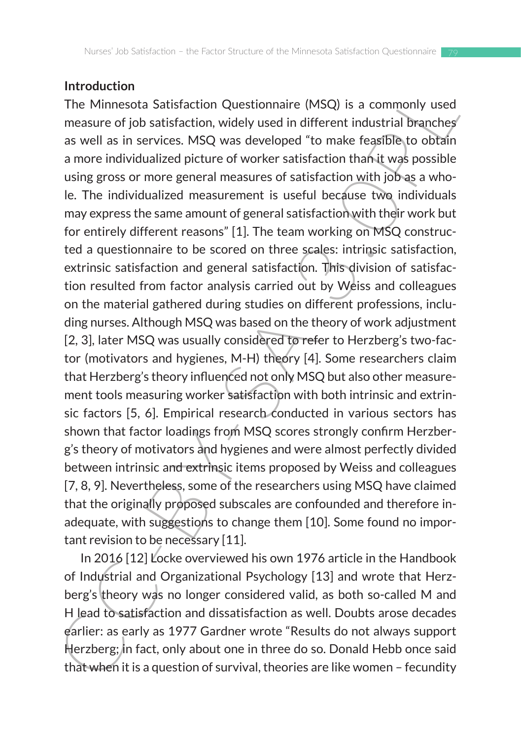## Introduction

The Minnesota Satisfaction Questionnaire (MSQ) is a commonly used measure of job satisfaction, widely used in different industrial branches as well as in services. MSQ was developed "to make feasible to obtain a more individualized picture of worker satisfaction than it was possible using gross or more general measures of satisfaction with job as a whole. The individualized measurement is useful because two individuals may express the same amount of general satisfaction with their work but for entirely different reasons" [1]. The team working on MSQ constructed a questionnaire to be scored on three scales: intrinsic satisfaction, extrinsic satisfaction and general satisfaction. This division of satisfaction resulted from factor analysis carried out by Weiss and colleagues on the material gathered during studies on different professions, including nurses. Although MSQ was based on the theory of work adjustment [2, 3], later MSQ was usually considered to refer to Herzberg's two-factor (motivators and hygienes, M-H) theory [4]. Some researchers claim that Herzberg's theory influenced not only MSQ but also other measurement tools measuring worker satisfaction with both intrinsic and extrinsic factors [5, 6]. Empirical research conducted in various sectors has shown that factor loadings from MSQ scores strongly confirm Herzberg's theory of motivators and hygienes and were almost perfectly divided between intrinsic and extrinsic items proposed by Weiss and colleagues [7, 8, 9]. Nevertheless, some of the researchers using MSQ have claimed that the originally proposed subscales are confounded and therefore inadequate, with suggestions to change them [10]. Some found no important revision to be necessary [11].

In 2016 [12] Locke overviewed his own 1976 article in the Handbook of Industrial and Organizational Psychology [13] and wrote that Herzberg's theory was no longer considered valid, as both so-called M and H lead to satisfaction and dissatisfaction as well. Doubts arose decades earlier: as early as 1977 Gardner wrote "Results do not always support Herzberg; in fact, only about one in three do so. Donald Hebb once said that when it is a question of survival, theories are like women – fecundity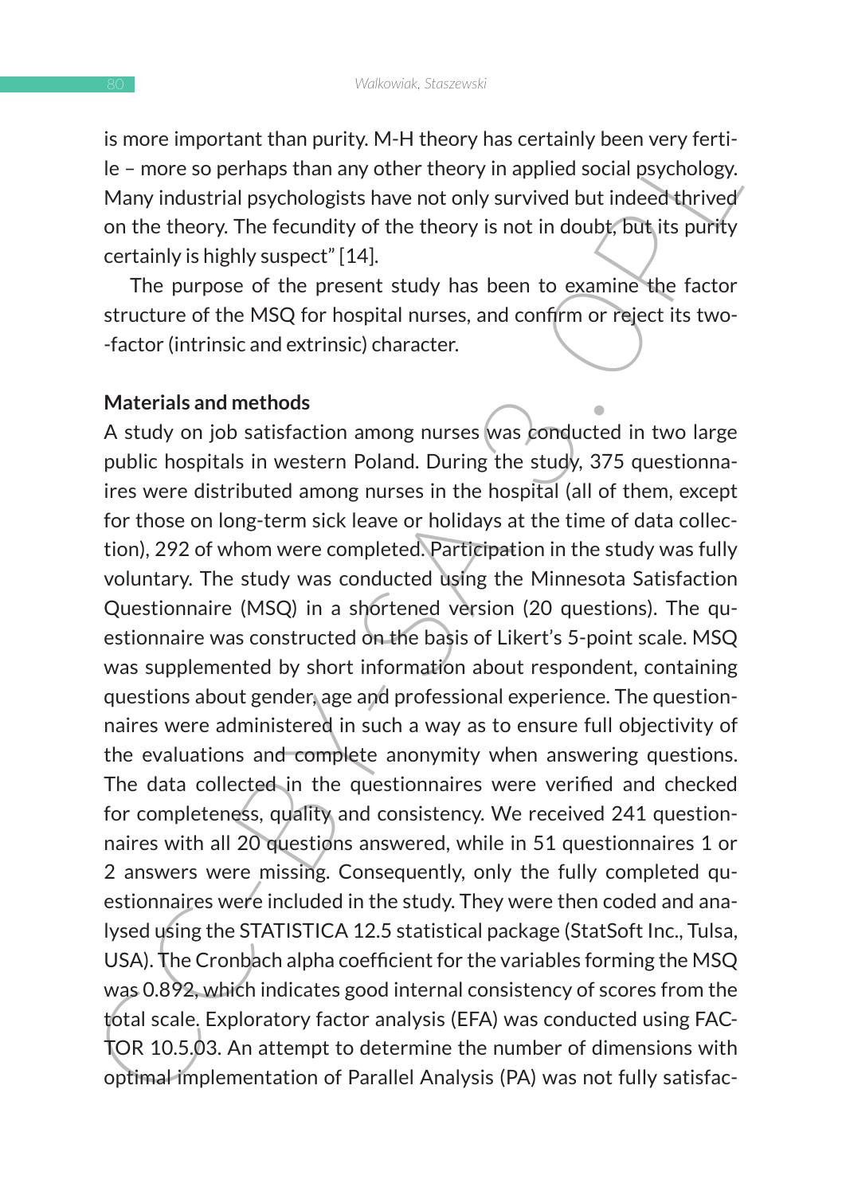is more important than purity. M-H theory has certainly been very fertile – more so perhaps than any other theory in applied social psychology. Many industrial psychologists have not only survived but indeed thrived on the theory. The fecundity of the theory is not in doubt, but its purity certainly is highly suspect" [14].

The purpose of the present study has been to examine the factor structure of the MSQ for hospital nurses, and confirm or reject its two-factor (intrinsic and extrinsic) character.

**Materials and methods**

A study on job satisfaction among nurses was conducted in two large public hospitals in western Poland. During the study, 375 questionnaires were distributed among nurses in the hospital (all of them, except for those on long-term sick leave or holidays at the time of data collection), 292 of whom were completed. Participation in the study was fully voluntary. The study was conducted using the Minnesota Satisfaction Questionnaire (MSQ) in a shortened version (20 questions). The questionnaire was constructed on the basis of Likert's 5-point scale. MSQ was supplemented by short information about respondent, containing questions about gender, age and professional experience. The questionnaires were administered in such a way as to ensure full objectivity of the evaluations and complete anonymity when answering questions. The data collected in the questionnaires were verified and checked for completeness, quality and consistency. We received 241 questionnaires with all 20 questions answered, while in 51 questionnaires 1 or 2 answers were missing. Consequently, only the fully completed questionnaires were included in the study. They were then coded and analysed using the STATISTICA 12.5 statistical package (StatSoft Inc., Tulsa, USA). The Cronbach alpha coefficient for the variables forming the MSQ was 0.892, which indicates good internal consistency of scores from the total scale. Exploratory factor analysis (EFA) was conducted using FACTOR 10.5.03. An attempt to determine the number of dimensions with optimal implementation of Parallel Analysis (PA) was not fully satisfac-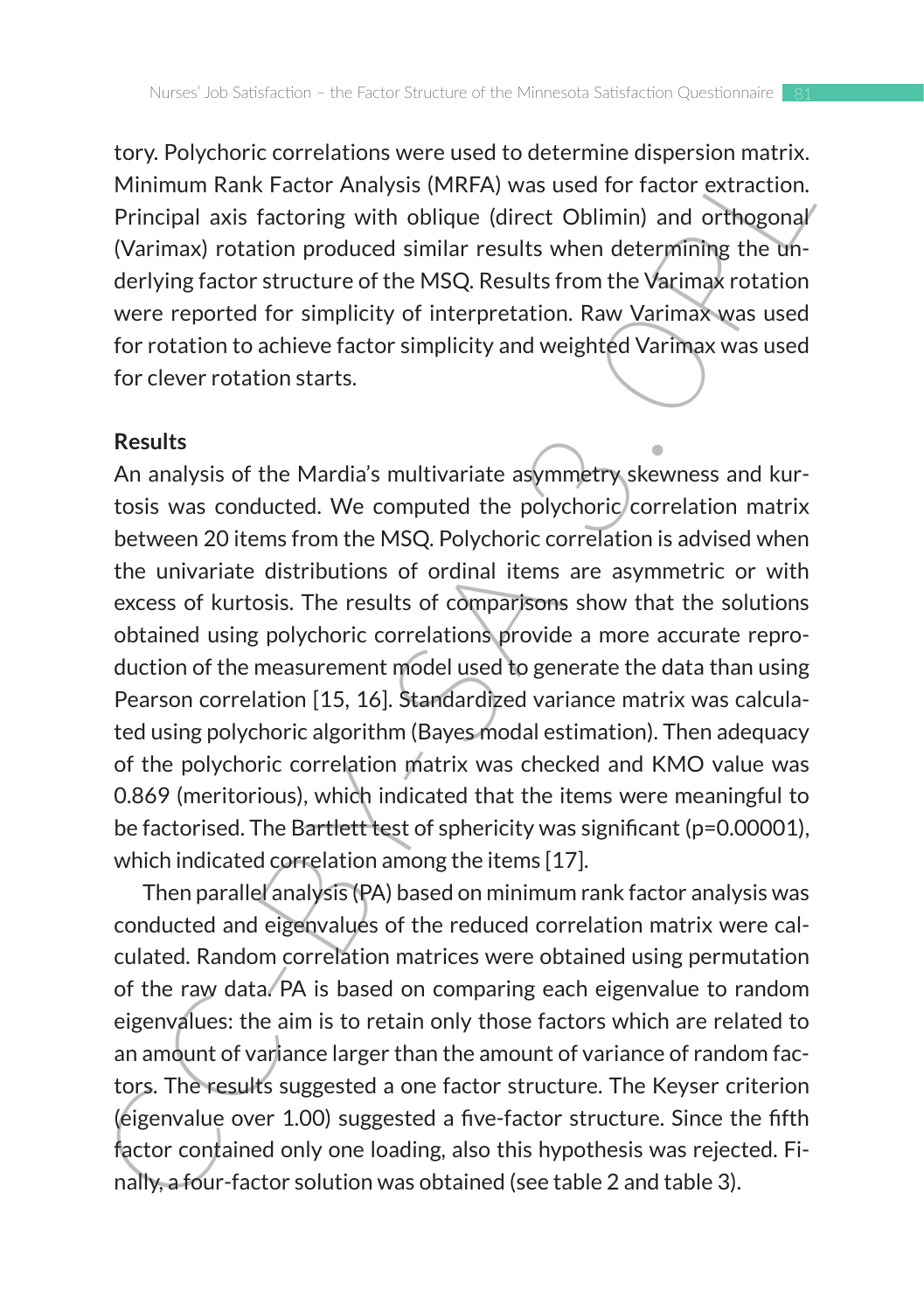tory. Polychoric correlations were used to determine dispersion matrix. Minimum Rank Factor Analysis (MRFA) was used for factor extraction. Principal axis factoring with oblique (direct Oblimin) and orthogonal (Varimax) rotation produced similar results when determining the underlying factor structure of the MSQ. Results from the Varimax rotation were reported for simplicity of interpretation. Raw Varimax was used for rotation to achieve factor simplicity and weighted Varimax was used for clever rotation starts.

**Results**

An analysis of the Mardia's multivariate asymmetry skewness and kurtosis was conducted. We computed the polychoric correlation matrix between 20 items from the MSQ. Polychoric correlation is advised when the univariate distributions of ordinal items are asymmetric or with excess of kurtosis. The results of comparisons show that the solutions obtained using polychoric correlations provide a more accurate reproduction of the measurement model used to generate the data than using Pearson correlation [15, 16]. Standardized variance matrix was calculated using polychoric algorithm (Bayes modal estimation). Then adequacy of the polychoric correlation matrix was checked and KMO value was 0.869 (meritorious), which indicated that the items were meaningful to be factorised. The Bartlett test of sphericity was significant ($p=0.00001$), which indicated correlation among the items [17].

Then parallel analysis (PA) based on minimum rank factor analysis was conducted and eigenvalues of the reduced correlation matrix were calculated. Random correlation matrices were obtained using permutation of the raw data. PA is based on comparing each eigenvalue to random eigenvalues: the aim is to retain only those factors which are related to an amount of variance larger than the amount of variance of random factors. The results suggested a one factor structure. The Keyser criterion (eigenvalue over 1.00) suggested a five-factor structure. Since the fifth factor contained only one loading, also this hypothesis was rejected. Finally, a four-factor solution was obtained (see table 2 and table 3).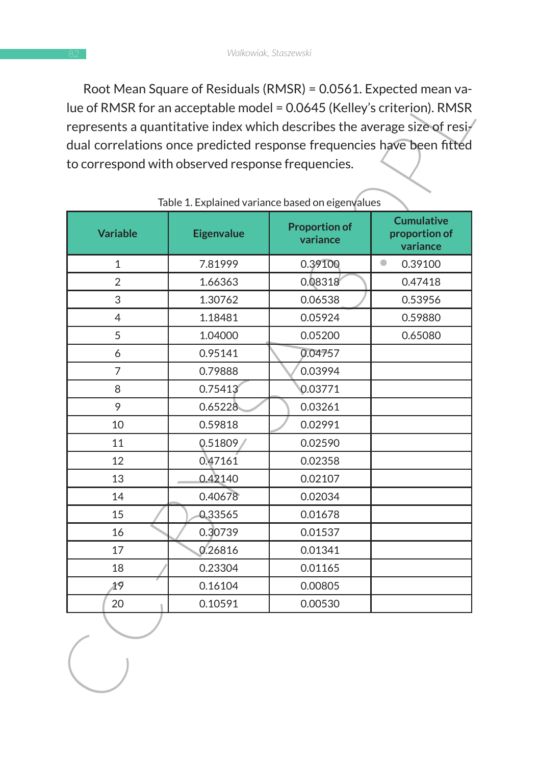Root Mean Square of Residuals (RMSR) = 0.0561. Expected mean value of RMSR for an acceptable model = 0.0645 (Kelley's criterion). RMSR represents a quantitative index which describes the average size of residual correlations once predicted response frequencies have been fitted to correspond with observed response frequencies.

Table 1. Explained variance based on eigenvalues

| Variable | Eigenvalue | Proportion of variance | Cumulative proportion of variance |
|---|---|---|---|
| 1 | 7.81999 | 0.39100 | 0.39100 |
| 2 | 1.66363 | 0.08318 | 0.47418 |
| 3 | 1.30762 | 0.06538 | 0.53956 |
| 4 | 1.18481 | 0.05924 | 0.59880 |
| 5 | 1.04000 | 0.05200 | 0.65080 |
| 6 | 0.95141 | 0.04757 | |
| 7 | 0.79888 | 0.03994 | |
| 8 | 0.75413 | 0.03771 | |
| 9 | 0.65228 | 0.03261 | |
| 10 | 0.59818 | 0.02991 | |
| 11 | 0.51809 | 0.02590 | |
| 12 | 0.47161 | 0.02358 | |
| 13 | 0.42140 | 0.02107 | |
| 14 | 0.40678 | 0.02034 | |
| 15 | 0.33565 | 0.01678 | |
| 16 | 0.30739 | 0.01537 | |
| 17 | 0.26816 | 0.01341 | |
| 18 | 0.23304 | 0.01165 | |
| 19 | 0.16104 | 0.00805 | |
| 20 | 0.10591 | 0.00530 | |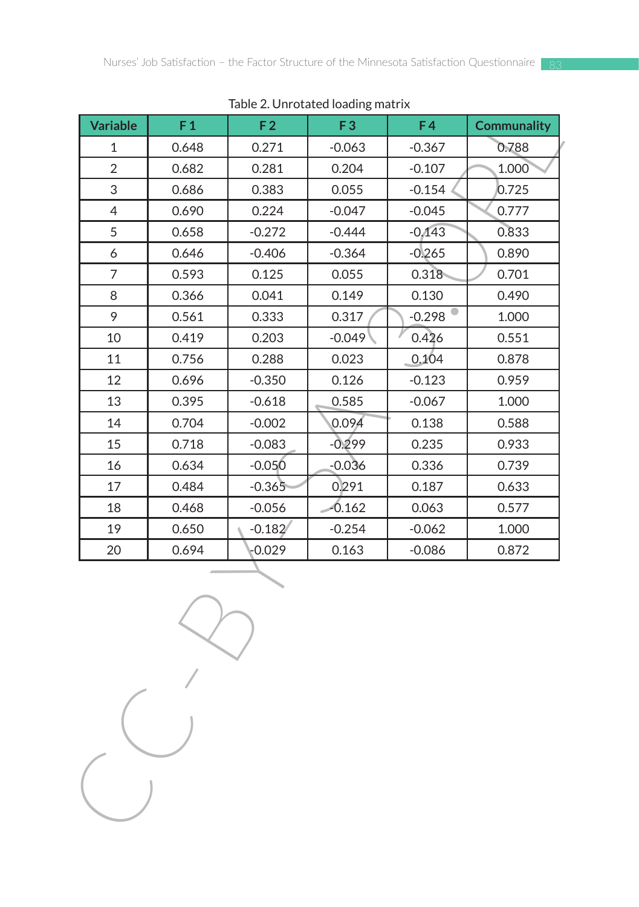Table 2. Unrotated loading matrix

| Variable | F 1 | F 2 | F 3 | F 4 | Communality |
|---|---|---|---|---|---|
| 1 | 0.648 | 0.271 | -0.063 | -0.367 | 0.788 |
| 2 | 0.682 | 0.281 | 0.204 | -0.107 | 1.000 |
| 3 | 0.686 | 0.383 | 0.055 | -0.154 | 0.725 |
| 4 | 0.690 | 0.224 | -0.047 | -0.045 | 0.777 |
| 5 | 0.658 | -0.272 | -0.444 | -0.143 | 0.833 |
| 6 | 0.646 | -0.406 | -0.364 | -0.265 | 0.890 |
| 7 | 0.593 | 0.125 | 0.055 | 0.318 | 0.701 |
| 8 | 0.366 | 0.041 | 0.149 | 0.130 | 0.490 |
| 9 | 0.561 | 0.333 | 0.317 | -0.298 | 1.000 |
| 10 | 0.419 | 0.203 | -0.049 | 0.426 | 0.551 |
| 11 | 0.756 | 0.288 | 0.023 | 0.104 | 0.878 |
| 12 | 0.696 | -0.350 | 0.126 | -0.123 | 0.959 |
| 13 | 0.395 | -0.618 | 0.585 | -0.067 | 1.000 |
| 14 | 0.704 | -0.002 | 0.094 | 0.138 | 0.588 |
| 15 | 0.718 | -0.083 | -0.299 | 0.235 | 0.933 |
| 16 | 0.634 | -0.050 | -0.036 | 0.336 | 0.739 |
| 17 | 0.484 | -0.365 | 0.291 | 0.187 | 0.633 |
| 18 | 0.468 | -0.056 | -0.162 | 0.063 | 0.577 |
| 19 | 0.650 | -0.182 | -0.254 | -0.062 | 1.000 |
| 20 | 0.694 | -0.029 | 0.163 | -0.086 | 0.872 |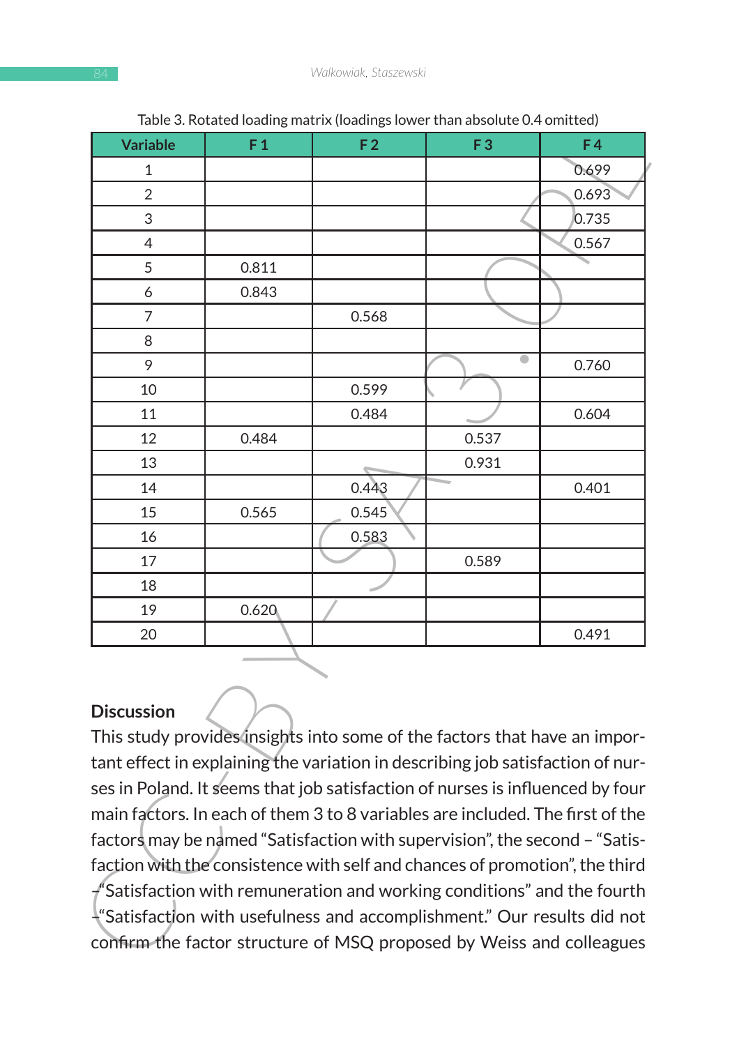Table 3. Rotated loading matrix (loadings lower than absolute 0.4 omitted)

| Variable | F 1 | F 2 | F 3 | F 4 |
|---|---|---|---|---|
| 1 | | | | 0.699 |
| 2 | | | | 0.693 |
| 3 | | | | 0.735 |
| 4 | | | | 0.567 |
| 5 | 0.811 | | | |
| 6 | 0.843 | | | |
| 7 | | 0.568 | | |
| 8 | | | | |
| 9 | | | | 0.760 |
| 10 | | 0.599 | | |
| 11 | | 0.484 | | 0.604 |
| 12 | 0.484 | | 0.537 | |
| 13 | | | 0.931 | |
| 14 | | 0.443 | | 0.401 |
| 15 | 0.565 | 0.545 | | |
| 16 | | 0.583 | | |
| 17 | | | 0.589 | |
| 18 | | | | |
| 19 | 0.620 | | | |
| 20 | | | | 0.491 |

## Discussion

This study provides insights into some of the factors that have an important effect in explaining the variation in describing job satisfaction of nurses in Poland. It seems that job satisfaction of nurses is influenced by four main factors. In each of them 3 to 8 variables are included. The first of the factors may be named "Satisfaction with supervision", the second – "Satisfaction with the consistence with self and chances of promotion", the third – "Satisfaction with remuneration and working conditions" and the fourth – "Satisfaction with usefulness and accomplishment." Our results did not confirm the factor structure of MSQ proposed by Weiss and colleagues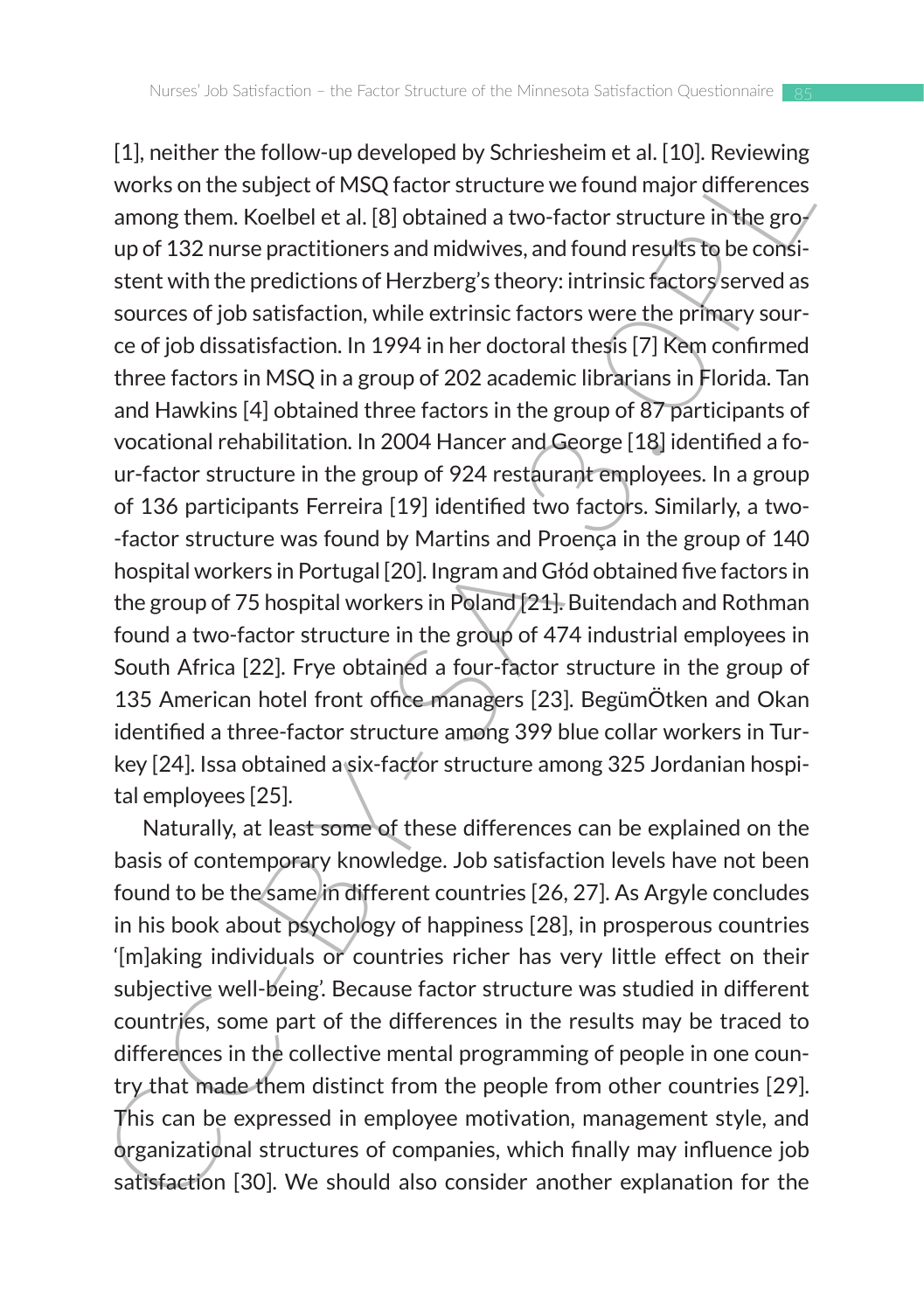[1], neither the follow-up developed by Schriesheim et al. [10]. Reviewing works on the subject of MSQ factor structure we found major differences among them. Koelbel et al. [8] obtained a two-factor structure in the group of 132 nurse practitioners and midwives, and found results to be consistent with the predictions of Herzberg's theory: intrinsic factors served as sources of job satisfaction, while extrinsic factors were the primary source of job dissatisfaction. In 1994 in her doctoral thesis [7] Kem confirmed three factors in MSQ in a group of 202 academic librarians in Florida. Tan and Hawkins [4] obtained three factors in the group of 87 participants of vocational rehabilitation. In 2004 Hancer and George [18] identified a four-factor structure in the group of 924 restaurant employees. In a group of 136 participants Ferreira [19] identified two factors. Similarly, a two--factor structure was found by Martins and Proença in the group of 140 hospital workers in Portugal [20]. Ingram and Głód obtained five factors in the group of 75 hospital workers in Poland [21]. Buitendach and Rothman found a two-factor structure in the group of 474 industrial employees in South Africa [22]. Frye obtained a four-factor structure in the group of 135 American hotel front office managers [23]. BegümÖtken and Okan identified a three-factor structure among 399 blue collar workers in Turkey [24]. Issa obtained a six-factor structure among 325 Jordanian hospital employees [25].

Naturally, at least some of these differences can be explained on the basis of contemporary knowledge. Job satisfaction levels have not been found to be the same in different countries [26, 27]. As Argyle concludes in his book about psychology of happiness [28], in prosperous countries '[m]aking individuals or countries richer has very little effect on their subjective well-being'. Because factor structure was studied in different countries, some part of the differences in the results may be traced to differences in the collective mental programming of people in one country that made them distinct from the people from other countries [29]. This can be expressed in employee motivation, management style, and organizational structures of companies, which finally may influence job satisfaction [30]. We should also consider another explanation for the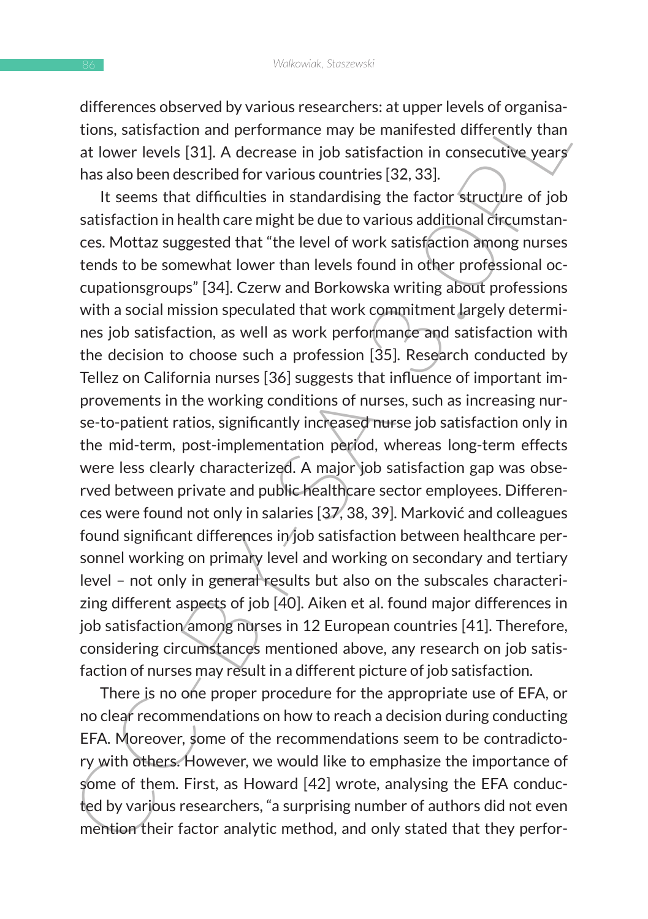differences observed by various researchers: at upper levels of organisations, satisfaction and performance may be manifested differently than at lower levels [31]. A decrease in job satisfaction in consecutive years has also been described for various countries [32, 33].

It seems that difficulties in standardising the factor structure of job satisfaction in health care might be due to various additional circumstances. Mottaz suggested that "the level of work satisfaction among nurses tends to be somewhat lower than levels found in other professional occupationsgroups" [34]. Czerw and Borkowska writing about professions with a social mission speculated that work commitment largely determines job satisfaction, as well as work performance and satisfaction with the decision to choose such a profession [35]. Research conducted by Tellez on California nurses [36] suggests that influence of important improvements in the working conditions of nurses, such as increasing nurse-to-patient ratios, significantly increased nurse job satisfaction only in the mid-term, post-implementation period, whereas long-term effects were less clearly characterized. A major job satisfaction gap was observed between private and public healthcare sector employees. Differences were found not only in salaries [37, 38, 39]. Marković and colleagues found significant differences in job satisfaction between healthcare personnel working on primary level and working on secondary and tertiary level – not only in general results but also on the subscales characterizing different aspects of job [40]. Aiken et al. found major differences in job satisfaction among nurses in 12 European countries [41]. Therefore, considering circumstances mentioned above, any research on job satisfaction of nurses may result in a different picture of job satisfaction.

There is no one proper procedure for the appropriate use of EFA, or no clear recommendations on how to reach a decision during conducting EFA. Moreover, some of the recommendations seem to be contradictory with others. However, we would like to emphasize the importance of some of them. First, as Howard [42] wrote, analysing the EFA conducted by various researchers, "a surprising number of authors did not even mention their factor analytic method, and only stated that they perfor-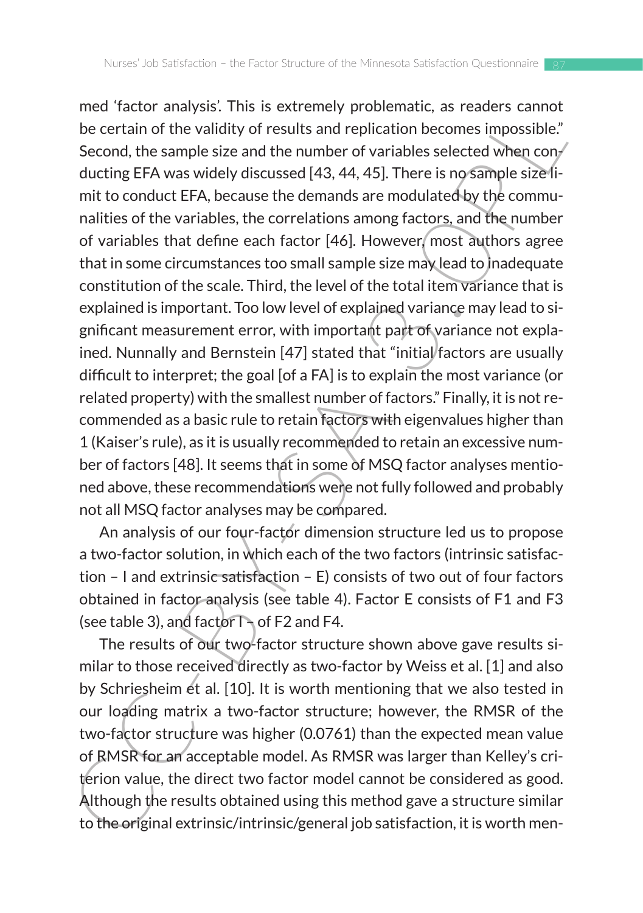med 'factor analysis'. This is extremely problematic, as readers cannot be certain of the validity of results and replication becomes impossible." Second, the sample size and the number of variables selected when conducting EFA was widely discussed [43, 44, 45]. There is no sample size limit to conduct EFA, because the demands are modulated by the communalities of the variables, the correlations among factors, and the number of variables that define each factor [46]. However, most authors agree that in some circumstances too small sample size may lead to inadequate constitution of the scale. Third, the level of the total item variance that is explained is important. Too low level of explained variance may lead to significant measurement error, with important part of variance not explained. Nunnally and Bernstein [47] stated that "initial factors are usually difficult to interpret; the goal [of a FA] is to explain the most variance (or related property) with the smallest number of factors." Finally, it is not recommended as a basic rule to retain factors with eigenvalues higher than 1 (Kaiser's rule), as it is usually recommended to retain an excessive number of factors [48]. It seems that in some of MSQ factor analyses mentioned above, these recommendations were not fully followed and probably not all MSQ factor analyses may be compared.

An analysis of our four-factor dimension structure led us to propose a two-factor solution, in which each of the two factors (intrinsic satisfaction – I and extrinsic satisfaction – E) consists of two out of four factors obtained in factor analysis (see table 4). Factor E consists of F1 and F3 (see table 3), and factor I – of F2 and F4.

The results of our two-factor structure shown above gave results similar to those received directly as two-factor by Weiss et al. [1] and also by Schriesheim et al. [10]. It is worth mentioning that we also tested in our loading matrix a two-factor structure; however, the RMSR of the two-factor structure was higher (0.0761) than the expected mean value of RMSR for an acceptable model. As RMSR was larger than Kelley's criterion value, the direct two factor model cannot be considered as good. Although the results obtained using this method gave a structure similar to the original extrinsic/intrinsic/general job satisfaction, it is worth men-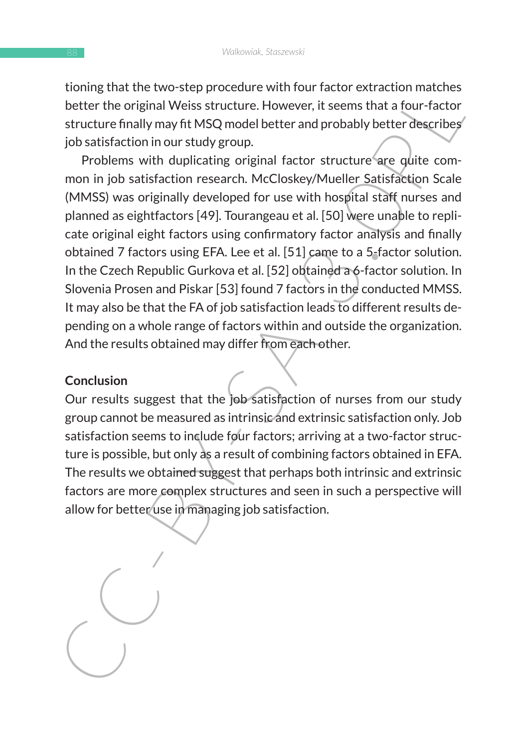tioning that the two-step procedure with four factor extraction matches better the original Weiss structure. However, it seems that a four-factor structure finally may fit MSQ model better and probably better describes job satisfaction in our study group.

Problems with duplicating original factor structure are quite common in job satisfaction research. McCloskey/Mueller Satisfaction Scale (MMSS) was originally developed for use with hospital staff nurses and planned as eightfactors [49]. Tourangeau et al. [50] were unable to replicate original eight factors using confirmatory factor analysis and finally obtained 7 factors using EFA. Lee et al. [51] came to a 5-factor solution. In the Czech Republic Gurkova et al. [52] obtained a 6-factor solution. In Slovenia Prosen and Piskar [53] found 7 factors in the conducted MMSS. It may also be that the FA of job satisfaction leads to different results depending on a whole range of factors within and outside the organization. And the results obtained may differ from each other.

**Conclusion**

Our results suggest that the job satisfaction of nurses from our study group cannot be measured as intrinsic and extrinsic satisfaction only. Job satisfaction seems to include four factors; arriving at a two-factor structure is possible, but only as a result of combining factors obtained in EFA. The results we obtained suggest that perhaps both intrinsic and extrinsic factors are more complex structures and seen in such a perspective will allow for better use in managing job satisfaction.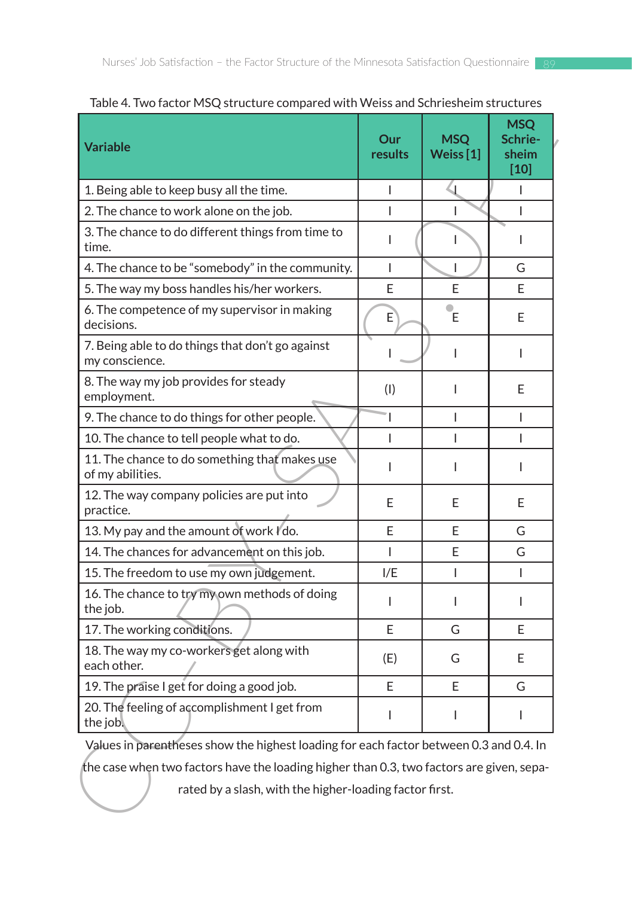Table 4. Two factor MSQ structure compared with Weiss and Schriesheim structures

| Variable | Our results | MSQ Weiss [1] | MSQ Schrie-sheim [10] |
|---|---|---|---|
| 1. Being able to keep busy all the time. | I | I | I |
| 2. The chance to work alone on the job. | I | I | I |
| 3. The chance to do different things from time to time. | I | I | I |
| 4. The chance to be "somebody" in the community. | I | I | G |
| 5. The way my boss handles his/her workers. | E | E | E |
| 6. The competence of my supervisor in making decisions. | E | E | E |
| 7. Being able to do things that don't go against my conscience. | I | I | I |
| 8. The way my job provides for steady employment. | (I) | I | E |
| 9. The chance to do things for other people. | I | I | I |
| 10. The chance to tell people what to do. | I | I | I |
| 11. The chance to do something that makes use of my abilities. | I | I | I |
| 12. The way company policies are put into practice. | E | E | E |
| 13. My pay and the amount of work I do. | E | E | G |
| 14. The chances for advancement on this job. | I | E | G |
| 15. The freedom to use my own judgement. | I/E | I | I |
| 16. The chance to try my own methods of doing the job. | I | I | I |
| 17. The working conditions. | E | G | E |
| 18. The way my co-workers get along with each other. | (E) | G | E |
| 19. The praise I get for doing a good job. | E | E | G |
| 20. The feeling of accomplishment I get from the job. | I | I | I |

Values in parentheses show the highest loading for each factor between 0.3 and 0.4. In the case when two factors have the loading higher than 0.3, two factors are given, separated by a slash, with the higher-loading factor first.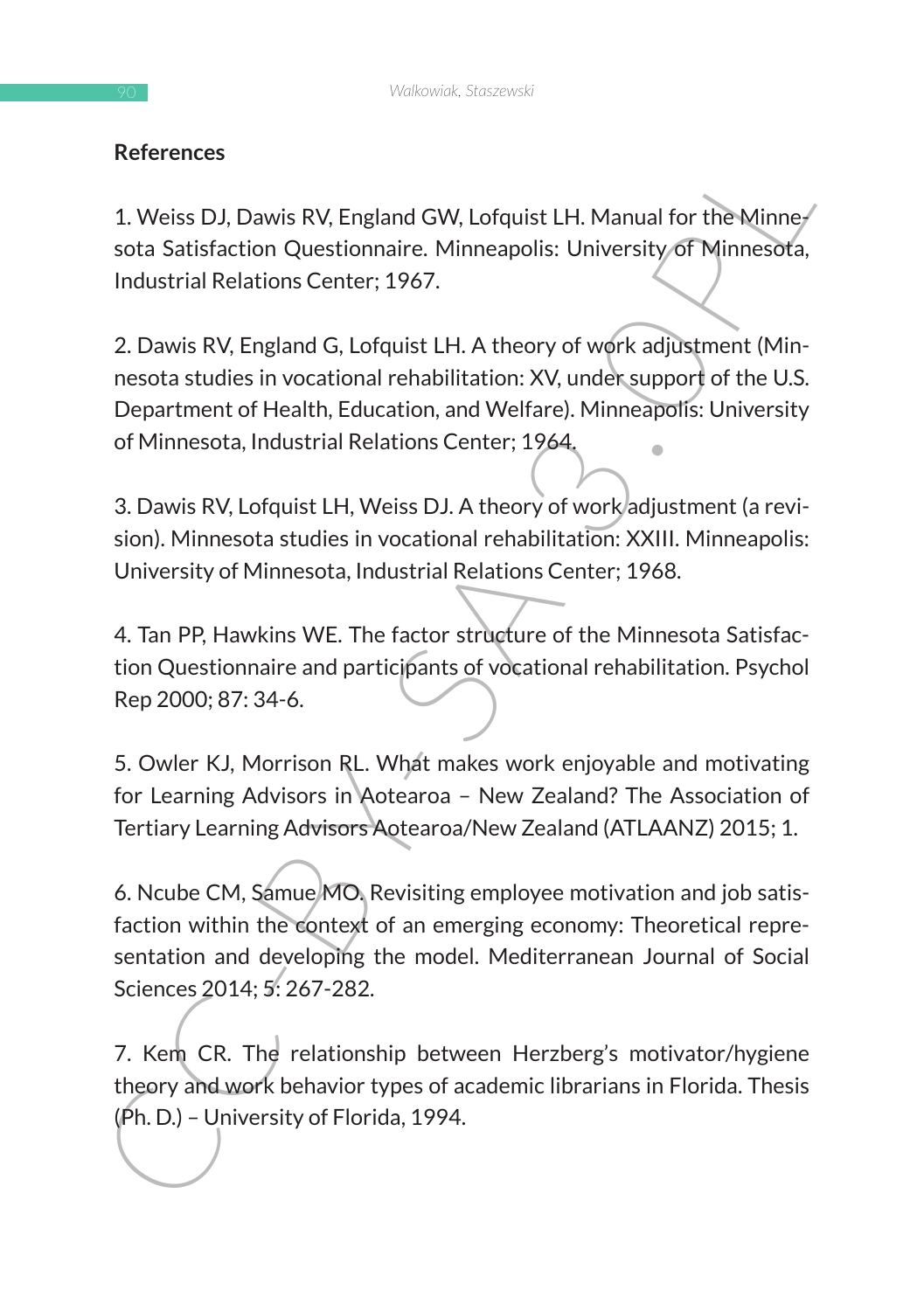**References**

1. Weiss DJ, Dawis RV, England GW, Lofquist LH. Manual for the Minnesota Satisfaction Questionnaire. Minneapolis: University of Minnesota, Industrial Relations Center; 1967.

2. Dawis RV, England G, Lofquist LH. A theory of work adjustment (Minnesota studies in vocational rehabilitation: XV, under support of the U.S. Department of Health, Education, and Welfare). Minneapolis: University of Minnesota, Industrial Relations Center; 1964.

3. Dawis RV, Lofquist LH, Weiss DJ. A theory of work adjustment (a revision). Minnesota studies in vocational rehabilitation: XXIII. Minneapolis: University of Minnesota, Industrial Relations Center; 1968.

4. Tan PP, Hawkins WE. The factor structure of the Minnesota Satisfaction Questionnaire and participants of vocational rehabilitation. Psychol Rep 2000; 87: 34-6.

5. Owler KJ, Morrison RL. What makes work enjoyable and motivating for Learning Advisors in Aotearoa – New Zealand? The Association of Tertiary Learning Advisors Aotearoa/New Zealand (ATLAANZ) 2015; 1.

6. Ncube CM, Samue MO. Revisiting employee motivation and job satisfaction within the context of an emerging economy: Theoretical representation and developing the model. Mediterranean Journal of Social Sciences 2014; 5: 267-282.

7. Kem CR. The relationship between Herzberg's motivator/hygiene theory and work behavior types of academic librarians in Florida. Thesis (Ph. D.) – University of Florida, 1994.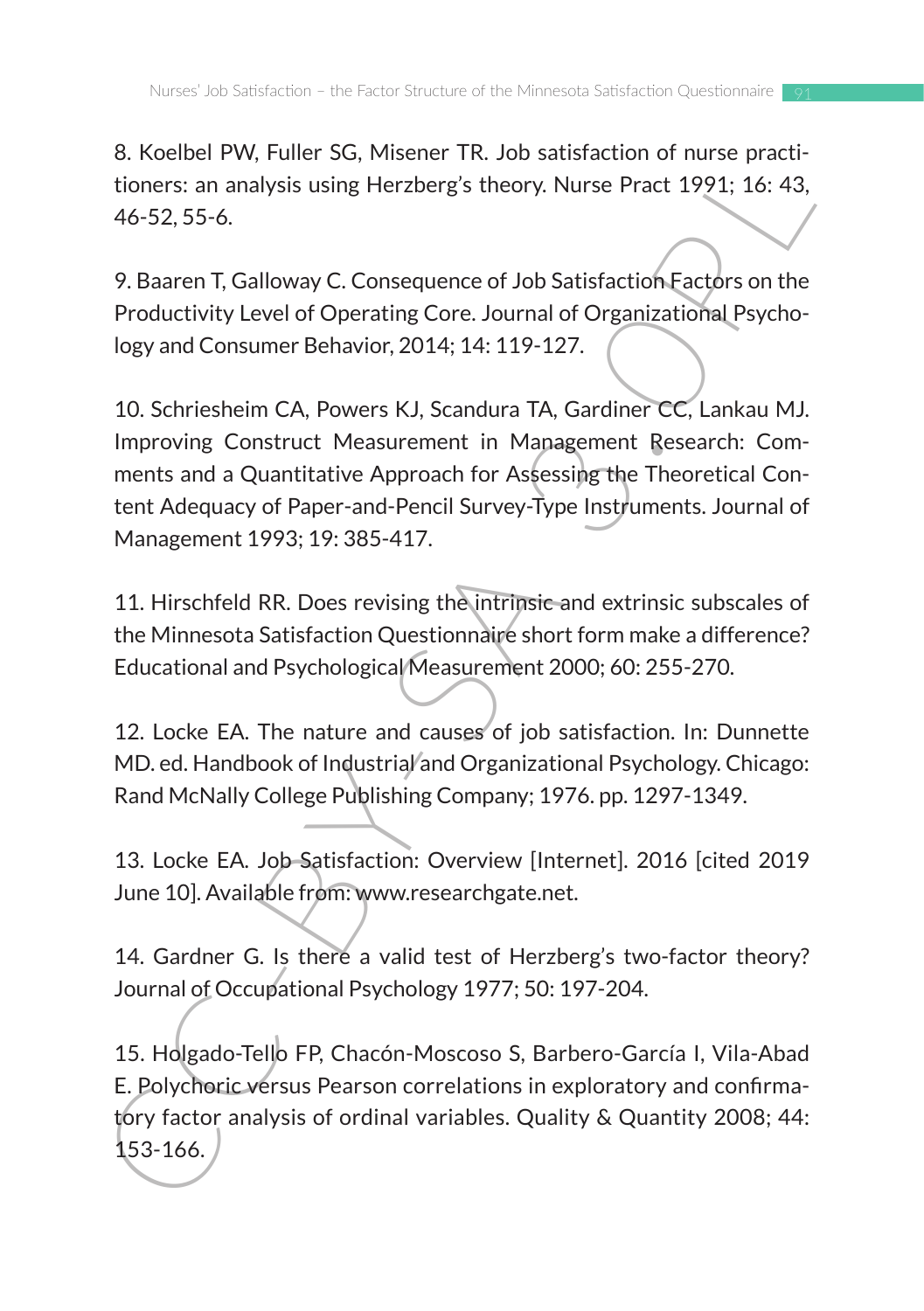8. Koelbel PW, Fuller SG, Misener TR. Job satisfaction of nurse practitioners: an analysis using Herzberg's theory. Nurse Pract 1991; 16: 43, 46-52, 55-6.

9. Baaren T, Galloway C. Consequence of Job Satisfaction Factors on the Productivity Level of Operating Core. Journal of Organizational Psychology and Consumer Behavior, 2014; 14: 119-127.

10. Schriesheim CA, Powers KJ, Scandura TA, Gardiner CC, Lankau MJ. Improving Construct Measurement in Management Research: Comments and a Quantitative Approach for Assessing the Theoretical Content Adequacy of Paper-and-Pencil Survey-Type Instruments. Journal of Management 1993; 19: 385-417.

11. Hirschfeld RR. Does revising the intrinsic and extrinsic subscales of the Minnesota Satisfaction Questionnaire short form make a difference? Educational and Psychological Measurement 2000; 60: 255-270.

12. Locke EA. The nature and causes of job satisfaction. In: Dunnette MD. ed. Handbook of Industrial and Organizational Psychology. Chicago: Rand McNally College Publishing Company; 1976. pp. 1297-1349.

13. Locke EA. Job Satisfaction: Overview [Internet]. 2016 [cited 2019 June 10]. Available from: www.researchgate.net.

14. Gardner G. Is there a valid test of Herzberg's two-factor theory? Journal of Occupational Psychology 1977; 50: 197-204.

15. Holgado-Tello FP, Chacón-Moscoso S, Barbero-García I, Vila-Abad E. Polychoric versus Pearson correlations in exploratory and confirmatory factor analysis of ordinal variables. Quality & Quantity 2008; 44: 153-166.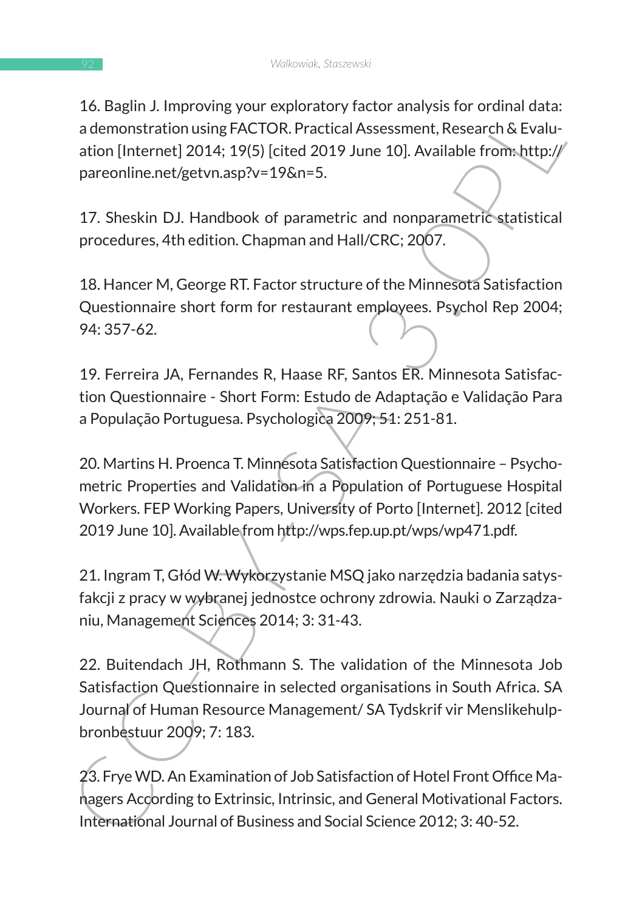16. Baglin J. Improving your exploratory factor analysis for ordinal data: a demonstration using FACTOR. Practical Assessment, Research & Evaluation [Internet] 2014; 19(5) [cited 2019 June 10]. Available from: http://pareonline.net/getvn.asp?v=19&n=5.

17. Sheskin DJ. Handbook of parametric and nonparametric statistical procedures, 4th edition. Chapman and Hall/CRC; 2007.

18. Hancer M, George RT. Factor structure of the Minnesota Satisfaction Questionnaire short form for restaurant employees. Psychol Rep 2004; 94: 357-62.

19. Ferreira JA, Fernandes R, Haase RF, Santos ER. Minnesota Satisfaction Questionnaire - Short Form: Estudo de Adaptação e Validação Para a População Portuguesa. Psychologica 2009; 51: 251-81.

20. Martins H. Proenca T. Minnesota Satisfaction Questionnaire – Psychometric Properties and Validation in a Population of Portuguese Hospital Workers. FEP Working Papers, University of Porto [Internet]. 2012 [cited 2019 June 10]. Available from http://wps.fep.up.pt/wps/wp471.pdf.

21. Ingram T, Głód W. Wykorzystanie MSQ jako narzędzia badania satysfakcji z pracy w wybranej jednostce ochrony zdrowia. Nauki o Zarządzaniu, Management Sciences 2014; 3: 31-43.

22. Buitendach JH, Rothmann S. The validation of the Minnesota Job Satisfaction Questionnaire in selected organisations in South Africa. SA Journal of Human Resource Management/ SA Tydskrif vir Menslikehulpbronbestuur 2009; 7: 183.

23. Frye WD. An Examination of Job Satisfaction of Hotel Front Office Managers According to Extrinsic, Intrinsic, and General Motivational Factors. International Journal of Business and Social Science 2012; 3: 40-52.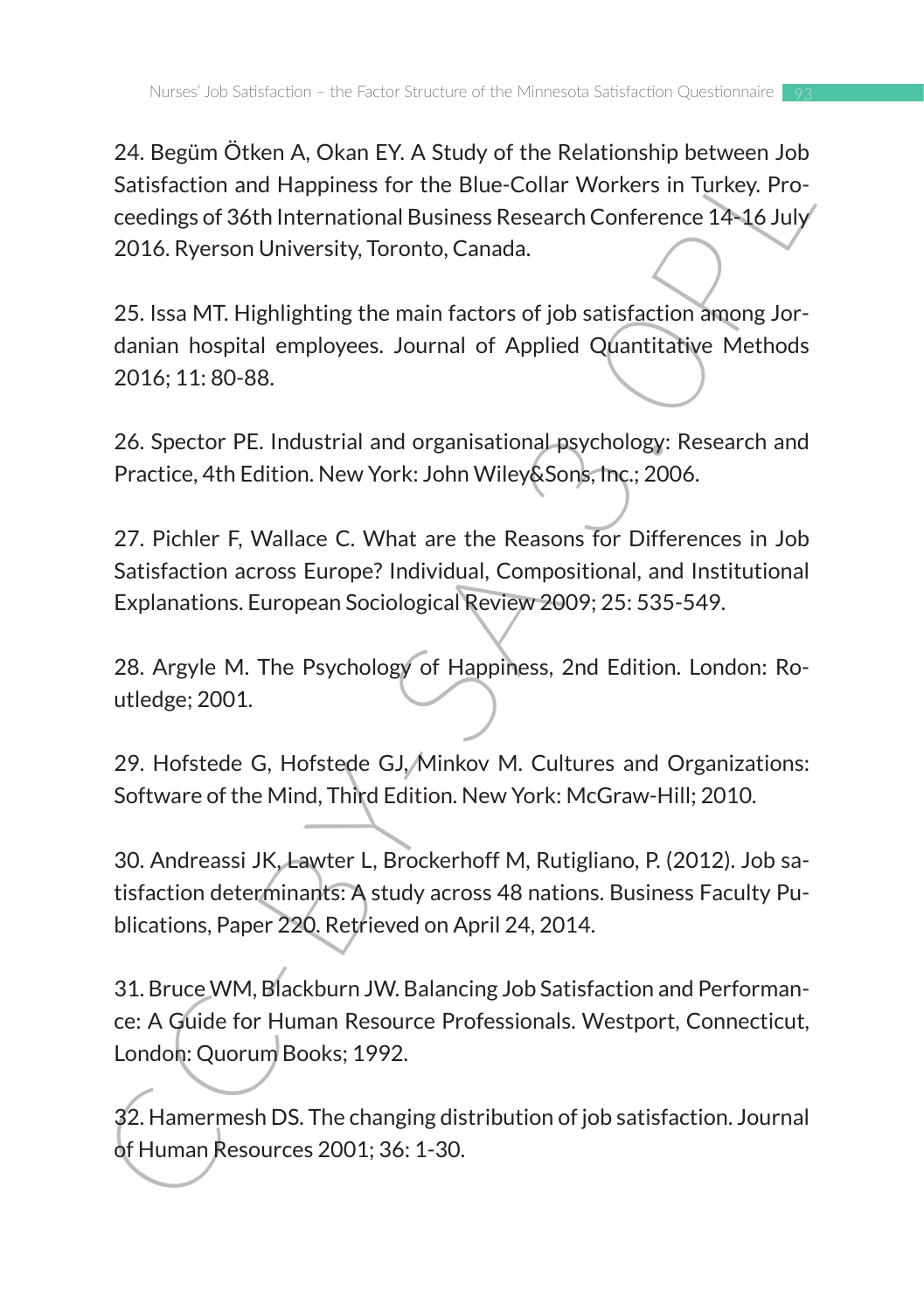24. Begüm Ötken A, Okan EY. A Study of the Relationship between Job Satisfaction and Happiness for the Blue-Collar Workers in Turkey. Proceedings of 36th International Business Research Conference 14-16 July 2016. Ryerson University, Toronto, Canada.

25. Issa MT. Highlighting the main factors of job satisfaction among Jordanian hospital employees. Journal of Applied Quantitative Methods 2016; 11: 80-88.

26. Spector PE. Industrial and organisational psychology: Research and Practice, 4th Edition. New York: John Wiley&Sons, Inc.; 2006.

27. Pichler F, Wallace C. What are the Reasons for Differences in Job Satisfaction across Europe? Individual, Compositional, and Institutional Explanations. European Sociological Review 2009; 25: 535-549.

28. Argyle M. The Psychology of Happiness, 2nd Edition. London: Routledge; 2001.

29. Hofstede G, Hofstede GJ, Minkov M. Cultures and Organizations: Software of the Mind, Third Edition. New York: McGraw-Hill; 2010.

30. Andreassi JK, Lawter L, Brockerhoff M, Rutigliano, P. (2012). Job satisfaction determinants: A study across 48 nations. Business Faculty Publications, Paper 220. Retrieved on April 24, 2014.

31. Bruce WM, Blackburn JW. Balancing Job Satisfaction and Performance: A Guide for Human Resource Professionals. Westport, Connecticut, London: Quorum Books; 1992.

32. Hamermesh DS. The changing distribution of job satisfaction. Journal of Human Resources 2001; 36: 1-30.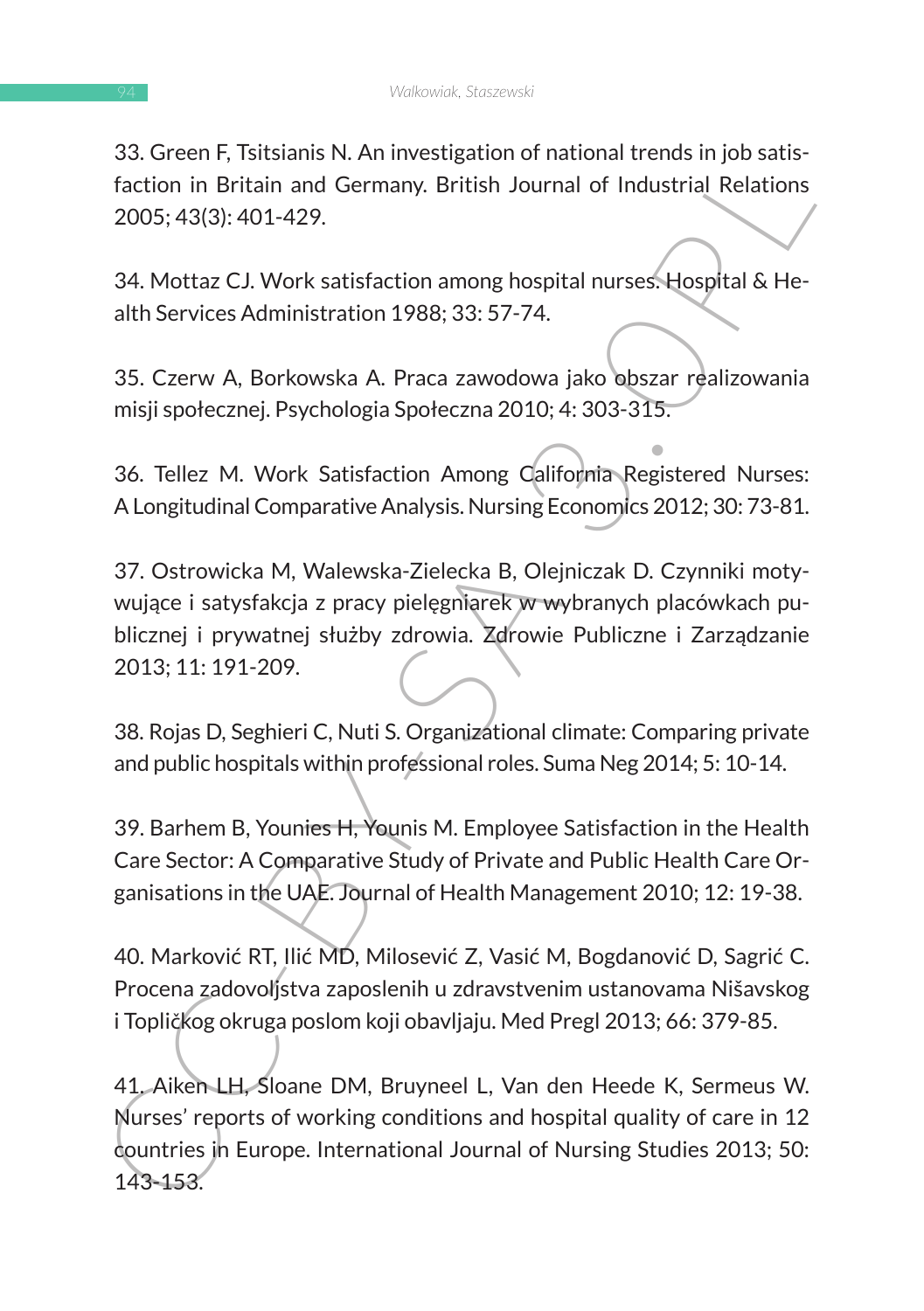33. Green F, Tsitsianis N. An investigation of national trends in job satisfaction in Britain and Germany. British Journal of Industrial Relations 2005; 43(3): 401-429.

34. Mottaz CJ. Work satisfaction among hospital nurses. Hospital & Health Services Administration 1988; 33: 57-74.

35. Czerw A, Borkowska A. Praca zawodowa jako obszar realizowania misji społecznej. Psychologia Społeczna 2010; 4: 303-315.

36. Tellez M. Work Satisfaction Among California Registered Nurses: A Longitudinal Comparative Analysis. Nursing Economics 2012; 30: 73-81.

37. Ostrowicka M, Walewska-Zielecka B, Olejniczak D. Czynniki motywujące i satysfakcja z pracy pielęgniarek w wybranych placówkach publicznej i prywatnej służby zdrowia. Zdrowie Publiczne i Zarządzanie 2013; 11: 191-209.

38. Rojas D, Seghieri C, Nuti S. Organizational climate: Comparing private and public hospitals within professional roles. Suma Neg 2014; 5: 10-14.

39. Barhem B, Younies H, Younis M. Employee Satisfaction in the Health Care Sector: A Comparative Study of Private and Public Health Care Organisations in the UAE. Journal of Health Management 2010; 12: 19-38.

40. Marković RT, Ilić MD, Milosević Z, Vasić M, Bogdanović D, Sagrić C. Procena zadovoljstva zaposlenih u zdravstvenim ustanovama Nišavskog i Topličkog okruga poslom koji obavljaju. Med Pregl 2013; 66: 379-85.

41. Aiken LH, Sloane DM, Bruyneel L, Van den Heede K, Sermeus W. Nurses' reports of working conditions and hospital quality of care in 12 countries in Europe. International Journal of Nursing Studies 2013; 50: 143-153.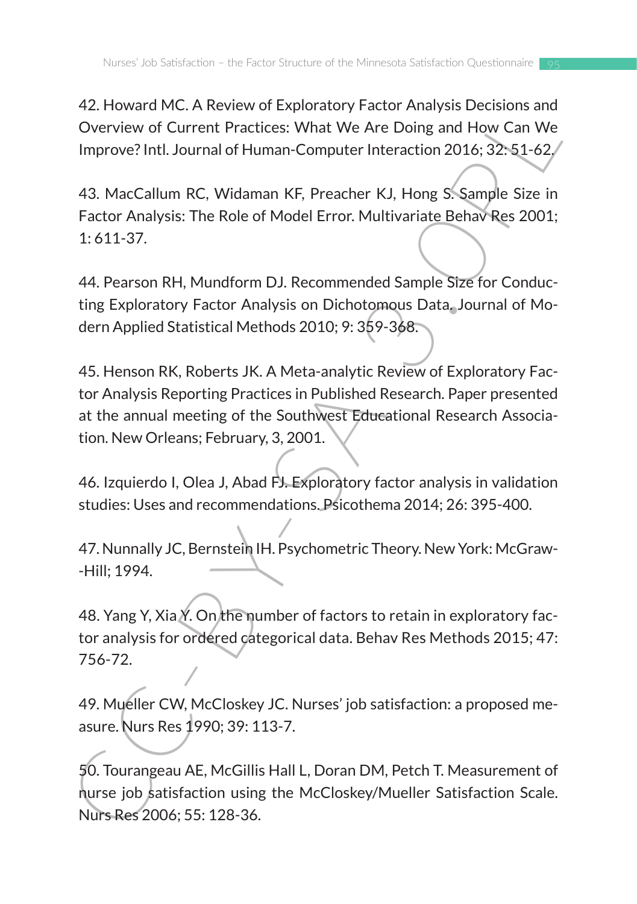42. Howard MC. A Review of Exploratory Factor Analysis Decisions and Overview of Current Practices: What We Are Doing and How Can We Improve? Intl. Journal of Human-Computer Interaction 2016; 32: 51-62.

43. MacCallum RC, Widaman KF, Preacher KJ, Hong S. Sample Size in Factor Analysis: The Role of Model Error. Multivariate Behav Res 2001; 1: 611-37.

44. Pearson RH, Mundform DJ. Recommended Sample Size for Conducting Exploratory Factor Analysis on Dichotomous Data. Journal of Modern Applied Statistical Methods 2010; 9: 359-368.

45. Henson RK, Roberts JK. A Meta-analytic Review of Exploratory Factor Analysis Reporting Practices in Published Research. Paper presented at the annual meeting of the Southwest Educational Research Association. New Orleans; February, 3, 2001.

46. Izquierdo I, Olea J, Abad FJ. Exploratory factor analysis in validation studies: Uses and recommendations. Psicothema 2014; 26: 395-400.

47. Nunnally JC, Bernstein IH. Psychometric Theory. New York: McGraw--Hill; 1994.

48. Yang Y, Xia Y. On the number of factors to retain in exploratory factor analysis for ordered categorical data. Behav Res Methods 2015; 47: 756-72.

49. Mueller CW, McCloskey JC. Nurses' job satisfaction: a proposed measure. Nurs Res 1990; 39: 113-7.

50. Tourangeau AE, McGillis Hall L, Doran DM, Petch T. Measurement of nurse job satisfaction using the McCloskey/Mueller Satisfaction Scale. Nurs Res 2006; 55: 128-36.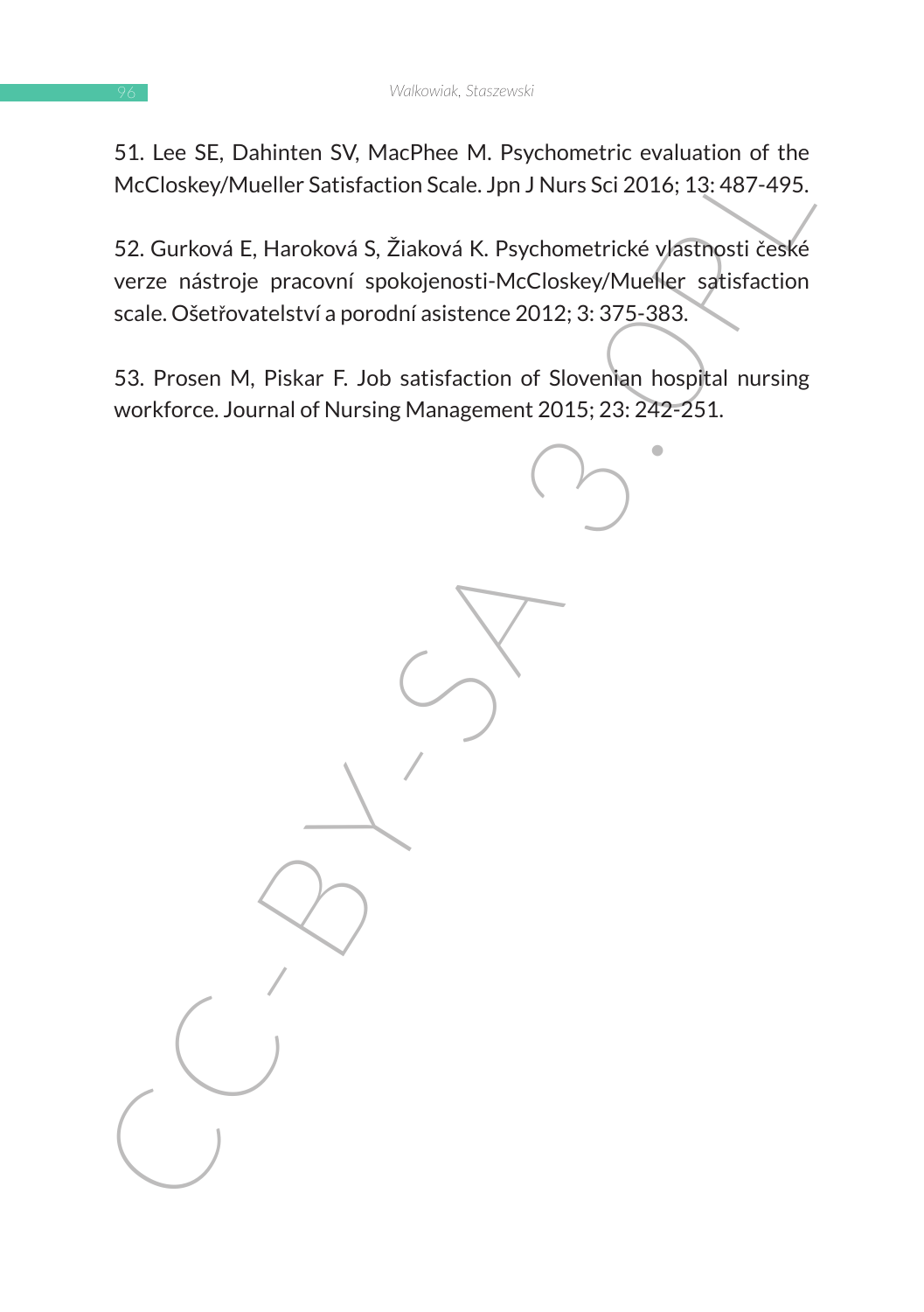51. Lee SE, Dahinten SV, MacPhee M. Psychometric evaluation of the McCloskey/Mueller Satisfaction Scale. Jpn J Nurs Sci 2016; 13: 487-495.

52. Gurková E, Haroková S, Žiaková K. Psychometrické vlastnosti české verze nástroje pracovní spokojenosti-McCloskey/Mueller satisfaction scale. Ošetřovatelství a porodní asistence 2012; 3: 375-383.

53. Prosen M, Piskar F. Job satisfaction of Slovenian hospital nursing workforce. Journal of Nursing Management 2015; 23: 242-251.